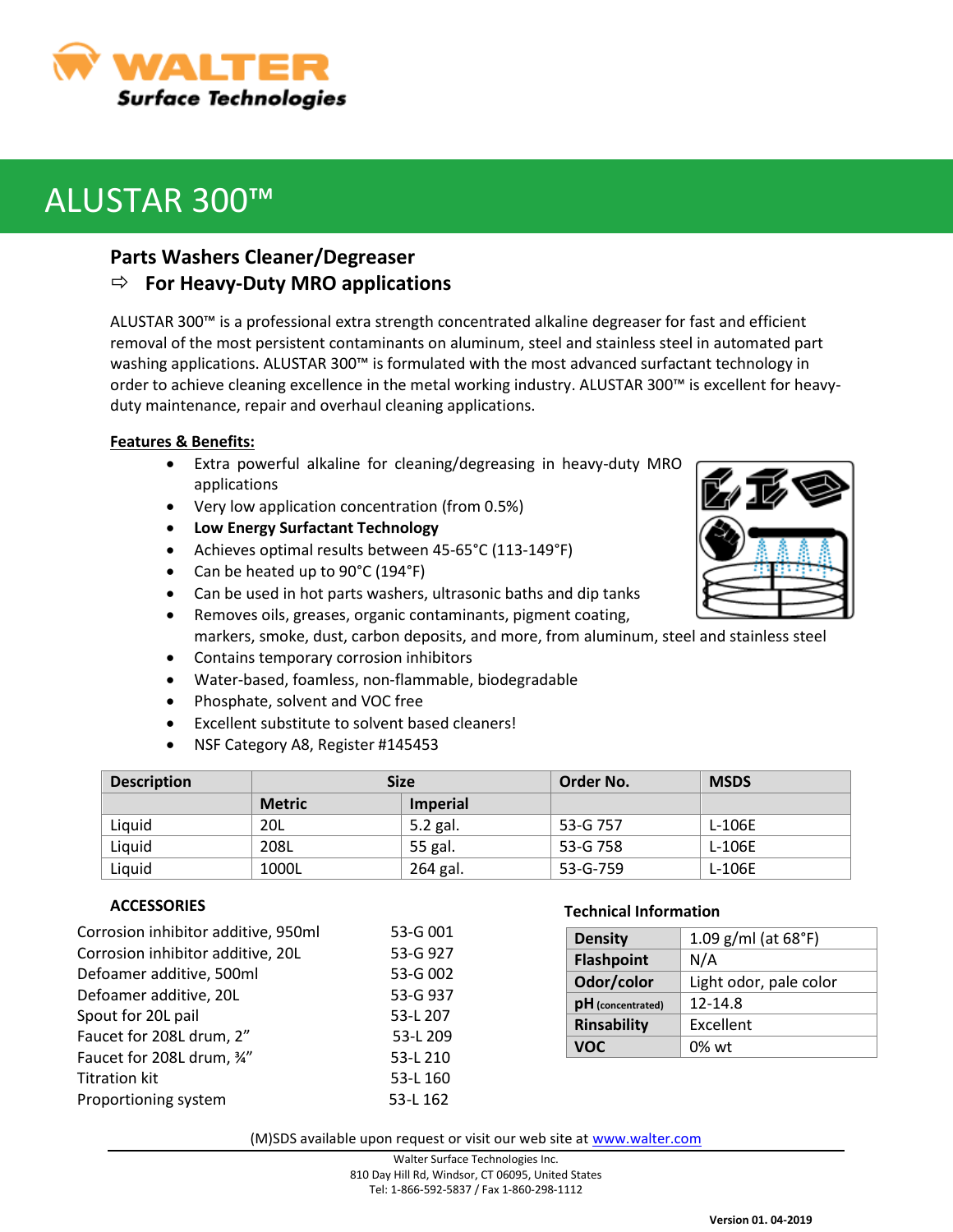WALTER Surface Technologies

# ALUSTAR 300™

## Parts Washers Cleaner/Degreaser

### ⇨ For Heavy-Duty MRO applications

ALUSTAR 300™ is a professional extra strength concentrated alkaline degreaser for fast and efficient removal of the most persistent contaminants on aluminum, steel and stainless steel in automated part washing applications. ALUSTAR 300™ is formulated with the most advanced surfactant technology in order to achieve cleaning excellence in the metal working industry. ALUSTAR 300™ is excellent for heavy-duty maintenance, repair and overhaul cleaning applications.

**Features & Benefits:**

- Extra powerful alkaline for cleaning/degreasing in heavy-duty MRO applications
- Very low application concentration (from 0.5%)
- **Low Energy Surfactant Technology**
- Achieves optimal results between 45-65°C (113-149°F)
- Can be heated up to 90°C (194°F)
- Can be used in hot parts washers, ultrasonic baths and dip tanks
- Removes oils, greases, organic contaminants, pigment coating, markers, smoke, dust, carbon deposits, and more, from aluminum, steel and stainless steel
- Contains temporary corrosion inhibitors
- Water-based, foamless, non-flammable, biodegradable
- Phosphate, solvent and VOC free
- Excellent substitute to solvent based cleaners!
- NSF Category A8, Register #145453

| Description | Size | | Order No. | MSDS |
|---|---|---|---|---|
| | Metric | Imperial | | |
| Liquid | 20L | 5.2 gal. | 53-G 757 | L-106E |
| Liquid | 208L | 55 gal. | 53-G 758 | L-106E |
| Liquid | 1000L | 264 gal. | 53-G-759 | L-106E |

**ACCESSORIES**

| | |
|---|---|
| Corrosion inhibitor additive, 950ml | 53-G 001 |
| Corrosion inhibitor additive, 20L | 53-G 927 |
| Defoamer additive, 500ml | 53-G 002 |
| Defoamer additive, 20L | 53-G 937 |
| Spout for 20L pail | 53-L 207 |
| Faucet for 208L drum, 2” | 53-L 209 |
| Faucet for 208L drum, ¾” | 53-L 210 |
| Titration kit | 53-L 160 |
| Proportioning system | 53-L 162 |

**Technical Information**

| | |
|---|---|
| **Density** | 1.09 g/ml (at 68°F) |
| **Flashpoint** | N/A |
| **Odor/color** | Light odor, pale color |
| **pH** (concentrated) | 12-14.8 |
| **Rinsability** | Excellent |
| **VOC** | 0% wt |

(M)SDS available upon request or visit our web site at www.walter.com

Walter Surface Technologies Inc.
810 Day Hill Rd, Windsor, CT 06095, United States
Tel: 1-866-592-5837 / Fax 1-860-298-1112

**Version 01. 04-2019**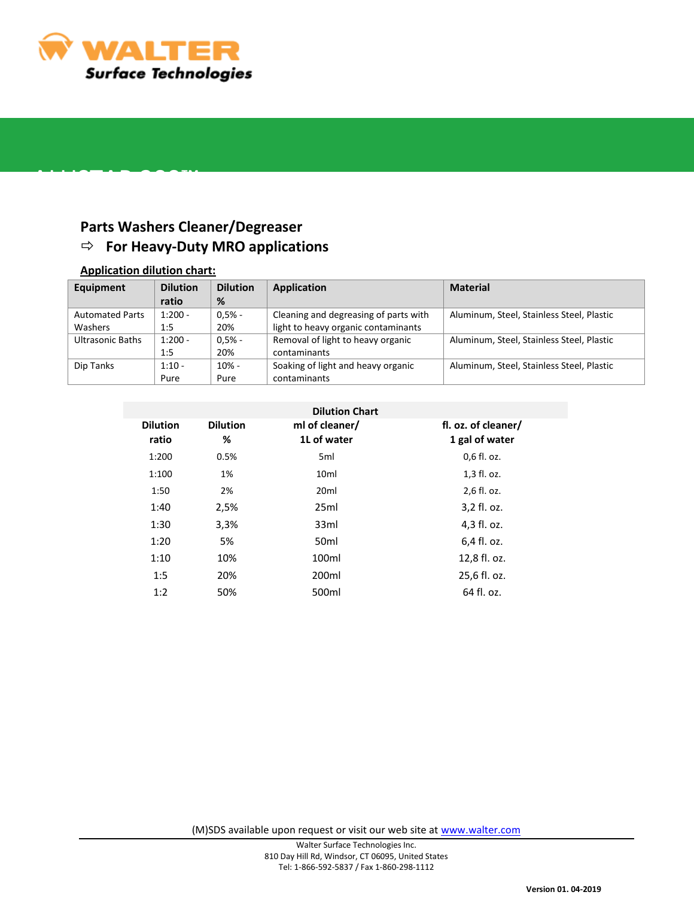## Parts Washers Cleaner/Degreaser

⇨ **For Heavy-Duty MRO applications**

**Application dilution chart:**

| Equipment | Dilution ratio | Dilution % | Application | Material |
|---|---|---|---|---|
| Automated Parts Washers | 1:200 - 1:5 | 0,5% - 20% | Cleaning and degreasing of parts with light to heavy organic contaminants | Aluminum, Steel, Stainless Steel, Plastic |
| Ultrasonic Baths | 1:200 - 1:5 | 0,5% - 20% | Removal of light to heavy organic contaminants | Aluminum, Steel, Stainless Steel, Plastic |
| Dip Tanks | 1:10 - Pure | 10% - Pure | Soaking of light and heavy organic contaminants | Aluminum, Steel, Stainless Steel, Plastic |

**Dilution Chart**

| Dilution ratio | Dilution % | ml of cleaner/ 1L of water | fl. oz. of cleaner/ 1 gal of water |
|---|---|---|---|
| 1:200 | 0.5% | 5ml | 0,6 fl. oz. |
| 1:100 | 1% | 10ml | 1,3 fl. oz. |
| 1:50 | 2% | 20ml | 2,6 fl. oz. |
| 1:40 | 2,5% | 25ml | 3,2 fl. oz. |
| 1:30 | 3,3% | 33ml | 4,3 fl. oz. |
| 1:20 | 5% | 50ml | 6,4 fl. oz. |
| 1:10 | 10% | 100ml | 12,8 fl. oz. |
| 1:5 | 20% | 200ml | 25,6 fl. oz. |
| 1:2 | 50% | 500ml | 64 fl. oz. |

(M)SDS available upon request or visit our web site at www.walter.com

Walter Surface Technologies Inc.
810 Day Hill Rd, Windsor, CT 06095, United States
Tel: 1-866-592-5837 / Fax 1-860-298-1112

Version 01. 04-2019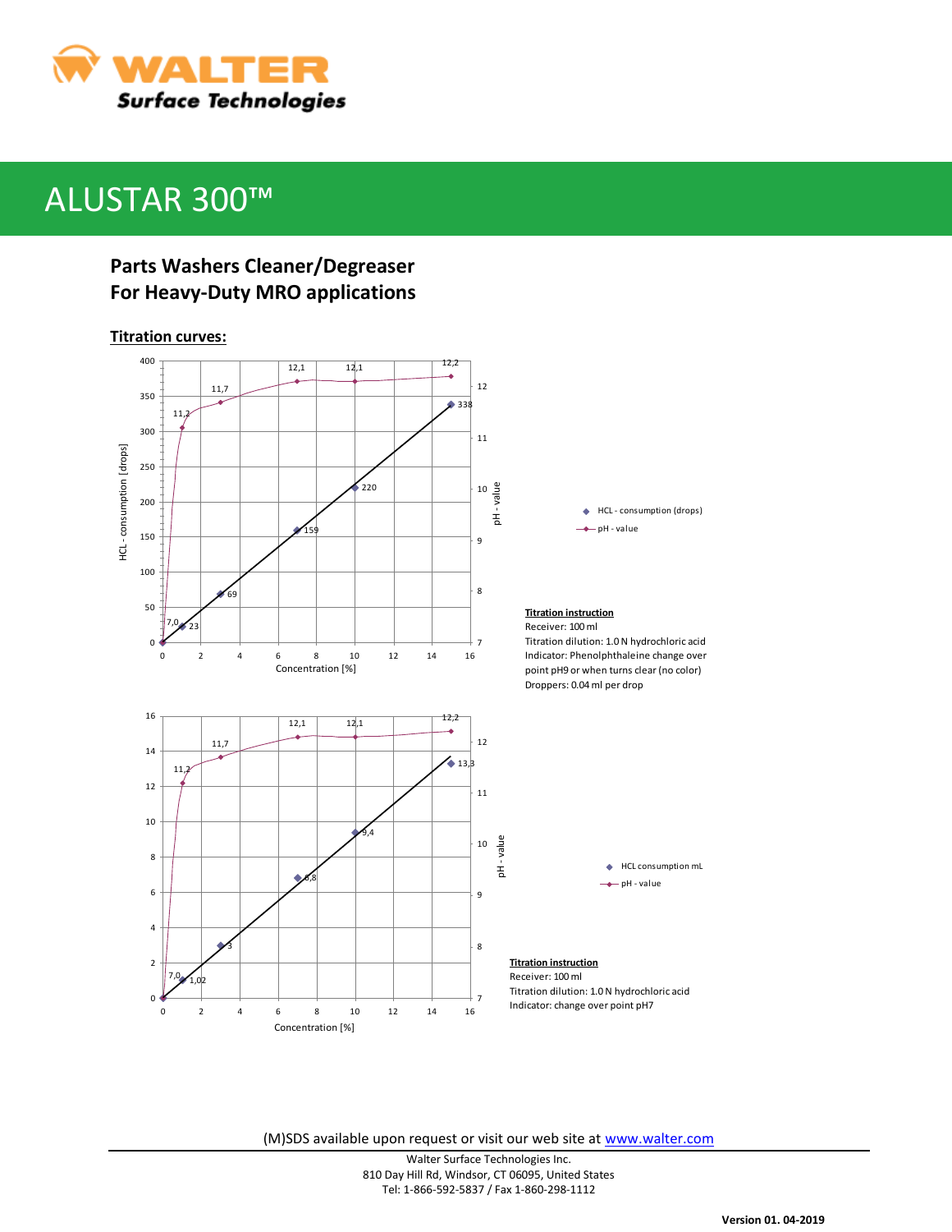# ALUSTAR 300™

## Parts Washers Cleaner/Degreaser
## For Heavy-Duty MRO applications

**Titration curves:**

HCL - consumption [drops]
pH - value
Concentration [%]

0, 50, 100, 150, 200, 250, 300, 350, 400
7, 8, 9, 10, 11, 12
0, 2, 4, 6, 8, 10, 12, 14, 16

7,0 · 11,2 · 11,7 · 12,1 · 12,1 · 12,2
23 · 69 · 159 · 220 · 338

◆ HCL - consumption (drops)
—◆— pH - value

**Titration instruction**
Receiver: 100 ml
Titration dilution: 1.0 N hydrochloric acid
Indicator: Phenolphthaleine change over point pH9 or when turns clear (no color)
Droppers: 0.04 ml per drop

Concentration [%]
pH - value

0, 2, 4, 6, 8, 10, 12, 14, 16
7, 8, 9, 10, 11, 12
0, 2, 4, 6, 8, 10, 12, 14, 16

7,0 · 11,2 · 11,7 · 12,1 · 12,1 · 12,2
1,02 · 3 · 6,8 · 9,4 · 13,3

◆ HCL consumption mL
—◆— pH - value

**Titration instruction**
Receiver: 100 ml
Titration dilution: 1.0 N hydrochloric acid
Indicator: change over point pH7

(M)SDS available upon request or visit our web site at www.walter.com

Walter Surface Technologies Inc.
810 Day Hill Rd, Windsor, CT 06095, United States
Tel: 1-866-592-5837 / Fax 1-860-298-1112

**Version 01. 04-2019**